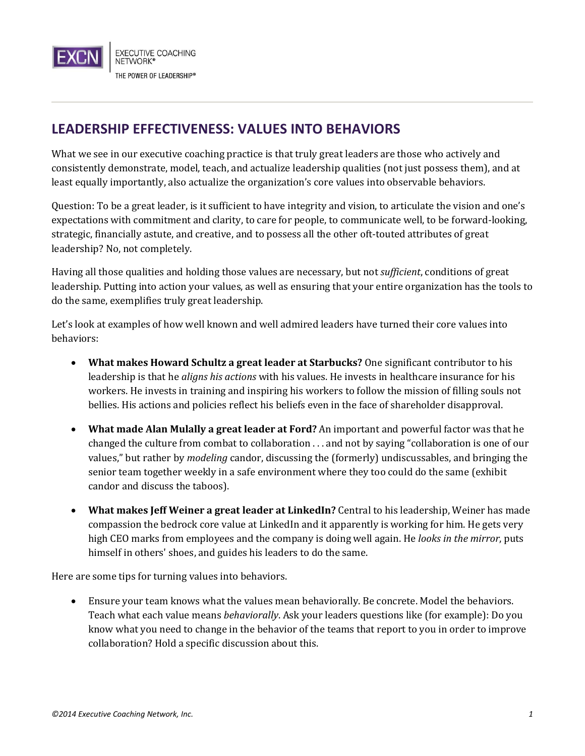# LEADERSHIP EFFECTIVENESS: VALUES INTO BEHAVIORS

What we see in our executive coaching practice is that truly great leaders are those who actively and consistently demonstrate, model, teach, and actualize leadership qualities (not just possess them), and at least equally importantly, also actualize the organization's core values into observable behaviors.

Question: To be a great leader, is it sufficient to have integrity and vision, to articulate the vision and one's expectations with commitment and clarity, to care for people, to communicate well, to be forward-looking, strategic, financially astute, and creative, and to possess all the other oft-touted attributes of great leadership? No, not completely.

Having all those qualities and holding those values are necessary, but not *sufficient*, conditions of great leadership. Putting into action your values, as well as ensuring that your entire organization has the tools to do the same, exemplifies truly great leadership.

Let's look at examples of how well known and well admired leaders have turned their core values into behaviors:

- **What makes Howard Schultz a great leader at Starbucks?** One significant contributor to his leadership is that he *aligns his actions* with his values. He invests in healthcare insurance for his workers. He invests in training and inspiring his workers to follow the mission of filling souls not bellies. His actions and policies reflect his beliefs even in the face of shareholder disapproval.
- **What made Alan Mulally a great leader at Ford?** An important and powerful factor was that he changed the culture from combat to collaboration . . . and not by saying "collaboration is one of our values," but rather by *modeling* candor, discussing the (formerly) undiscussables, and bringing the senior team together weekly in a safe environment where they too could do the same (exhibit candor and discuss the taboos).
- **What makes Jeff Weiner a great leader at LinkedIn?** Central to his leadership, Weiner has made compassion the bedrock core value at LinkedIn and it apparently is working for him. He gets very high CEO marks from employees and the company is doing well again. He *looks in the mirror*, puts himself in others' shoes, and guides his leaders to do the same.

Here are some tips for turning values into behaviors.

- Ensure your team knows what the values mean behaviorally. Be concrete. Model the behaviors. Teach what each value means *behaviorally*. Ask your leaders questions like (for example): Do you know what you need to change in the behavior of the teams that report to you in order to improve collaboration? Hold a specific discussion about this.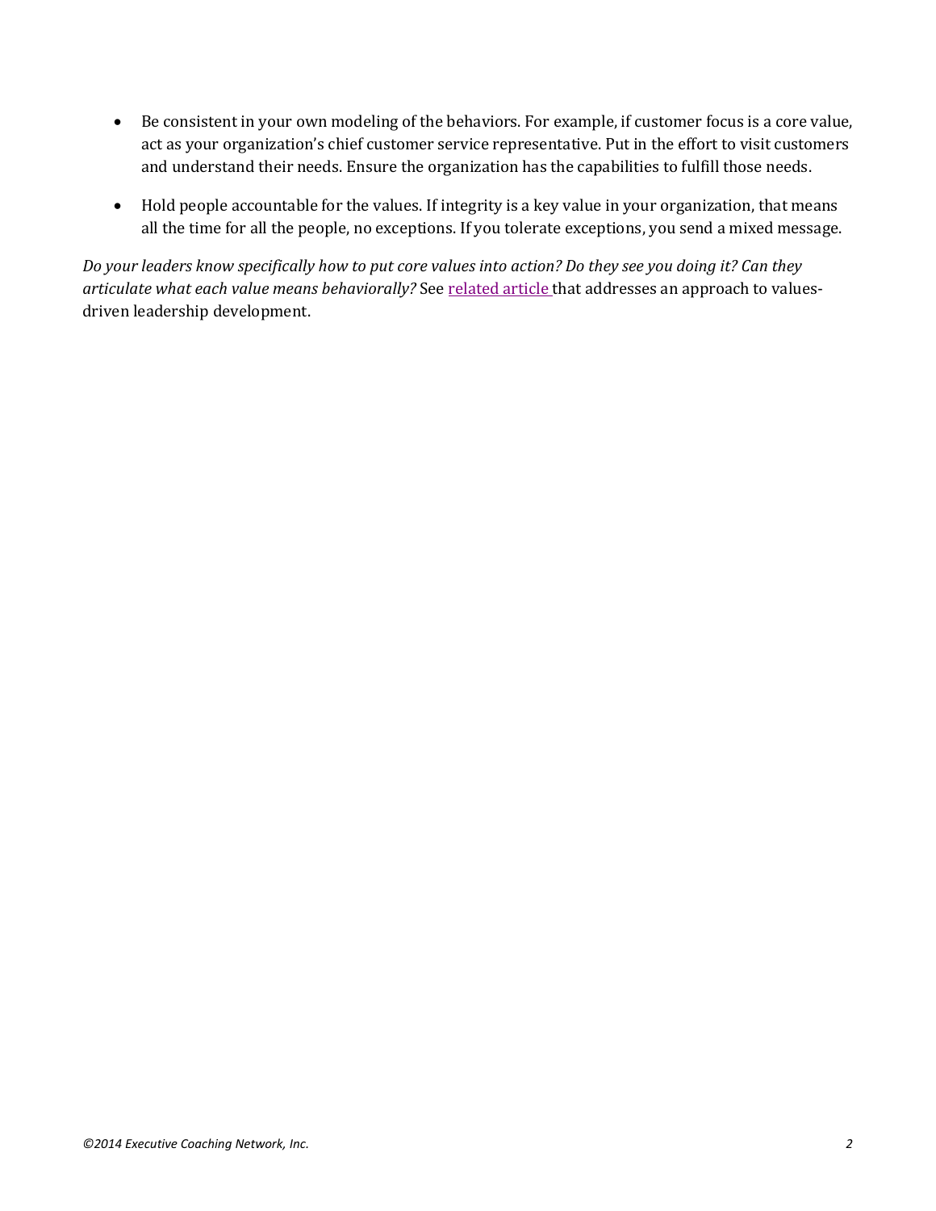- Be consistent in your own modeling of the behaviors. For example, if customer focus is a core value, act as your organization's chief customer service representative. Put in the effort to visit customers and understand their needs. Ensure the organization has the capabilities to fulfill those needs.

- Hold people accountable for the values. If integrity is a key value in your organization, that means all the time for all the people, no exceptions. If you tolerate exceptions, you send a mixed message.

*Do your leaders know specifically how to put core values into action? Do they see you doing it? Can they articulate what each value means behaviorally?* See related article that addresses an approach to values-driven leadership development.

*©2014 Executive Coaching Network, Inc.*